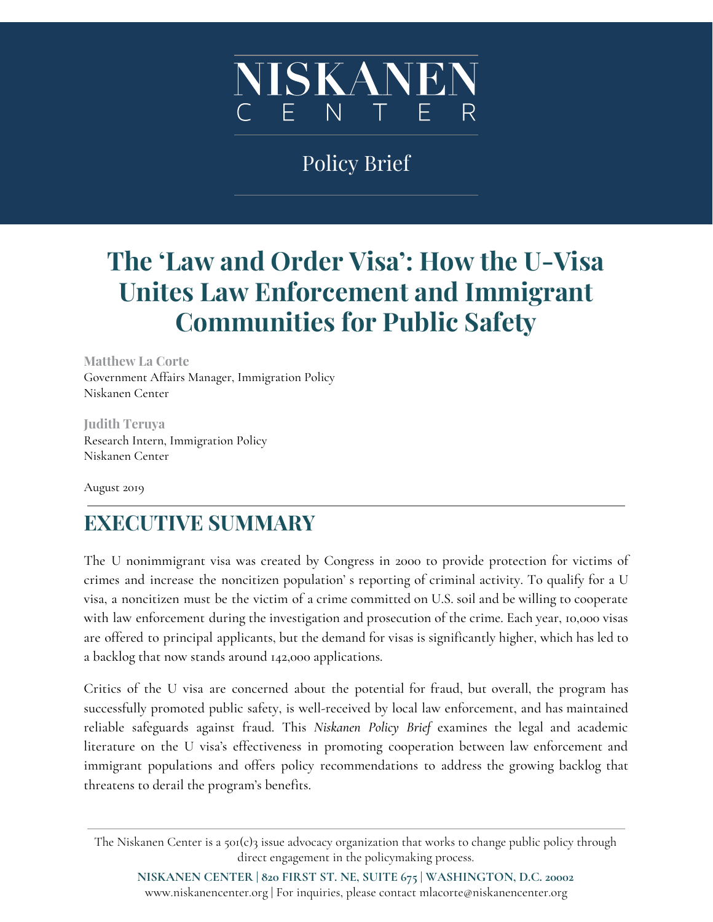NISKANEN CENTER

Policy Brief

# The 'Law and Order Visa': How the U-Visa Unites Law Enforcement and Immigrant Communities for Public Safety

**Matthew La Corte**
Government Affairs Manager, Immigration Policy
Niskanen Center

**Judith Teruya**
Research Intern, Immigration Policy
Niskanen Center

August 2019

## EXECUTIVE SUMMARY

The U nonimmigrant visa was created by Congress in 2000 to provide protection for victims of crimes and increase the noncitizen population' s reporting of criminal activity. To qualify for a U visa, a noncitizen must be the victim of a crime committed on U.S. soil and be willing to cooperate with law enforcement during the investigation and prosecution of the crime. Each year, 10,000 visas are offered to principal applicants, but the demand for visas is significantly higher, which has led to a backlog that now stands around 142,000 applications.

Critics of the U visa are concerned about the potential for fraud, but overall, the program has successfully promoted public safety, is well-received by local law enforcement, and has maintained reliable safeguards against fraud. This *Niskanen Policy Brief* examines the legal and academic literature on the U visa's effectiveness in promoting cooperation between law enforcement and immigrant populations and offers policy recommendations to address the growing backlog that threatens to derail the program's benefits.

The Niskanen Center is a 501(c)3 issue advocacy organization that works to change public policy through direct engagement in the policymaking process.

**NISKANEN CENTER | 820 FIRST ST. NE, SUITE 675 | WASHINGTON, D.C. 20002**
www.niskanencenter.org | For inquiries, please contact mlacorte@niskanencenter.org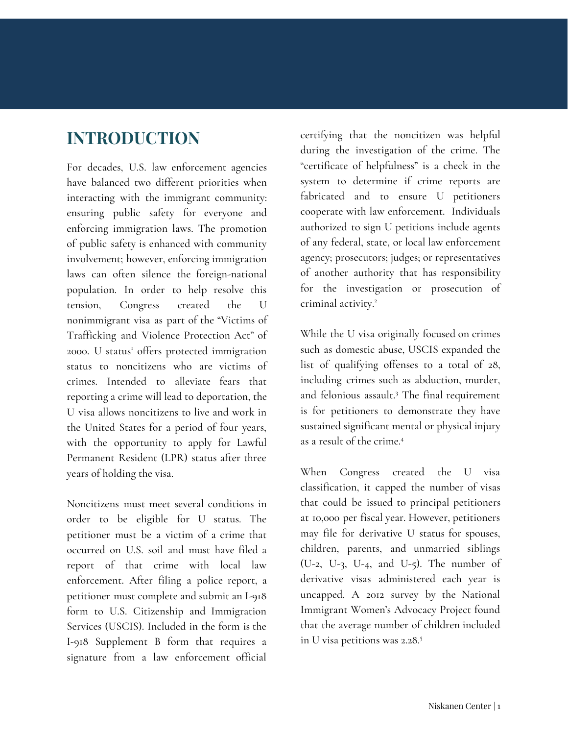## INTRODUCTION

For decades, U.S. law enforcement agencies have balanced two different priorities when interacting with the immigrant community: ensuring public safety for everyone and enforcing immigration laws. The promotion of public safety is enhanced with community involvement; however, enforcing immigration laws can often silence the foreign-national population. In order to help resolve this tension, Congress created the U nonimmigrant visa as part of the "Victims of Trafficking and Violence Protection Act" of 2000. U status[1] offers protected immigration status to noncitizens who are victims of crimes. Intended to alleviate fears that reporting a crime will lead to deportation, the U visa allows noncitizens to live and work in the United States for a period of four years, with the opportunity to apply for Lawful Permanent Resident (LPR) status after three years of holding the visa.

Noncitizens must meet several conditions in order to be eligible for U status. The petitioner must be a victim of a crime that occurred on U.S. soil and must have filed a report of that crime with local law enforcement. After filing a police report, a petitioner must complete and submit an I-918 form to U.S. Citizenship and Immigration Services (USCIS). Included in the form is the I-918 Supplement B form that requires a signature from a law enforcement official certifying that the noncitizen was helpful during the investigation of the crime. The "certificate of helpfulness" is a check in the system to determine if crime reports are fabricated and to ensure U petitioners cooperate with law enforcement. Individuals authorized to sign U petitions include agents of any federal, state, or local law enforcement agency; prosecutors; judges; or representatives of another authority that has responsibility for the investigation or prosecution of criminal activity.[2]

While the U visa originally focused on crimes such as domestic abuse, USCIS expanded the list of qualifying offenses to a total of 28, including crimes such as abduction, murder, and felonious assault.[3] The final requirement is for petitioners to demonstrate they have sustained significant mental or physical injury as a result of the crime.[4]

When Congress created the U visa classification, it capped the number of visas that could be issued to principal petitioners at 10,000 per fiscal year. However, petitioners may file for derivative U status for spouses, children, parents, and unmarried siblings (U-2, U-3, U-4, and U-5). The number of derivative visas administered each year is uncapped. A 2012 survey by the National Immigrant Women's Advocacy Project found that the average number of children included in U visa petitions was 2.28.[5]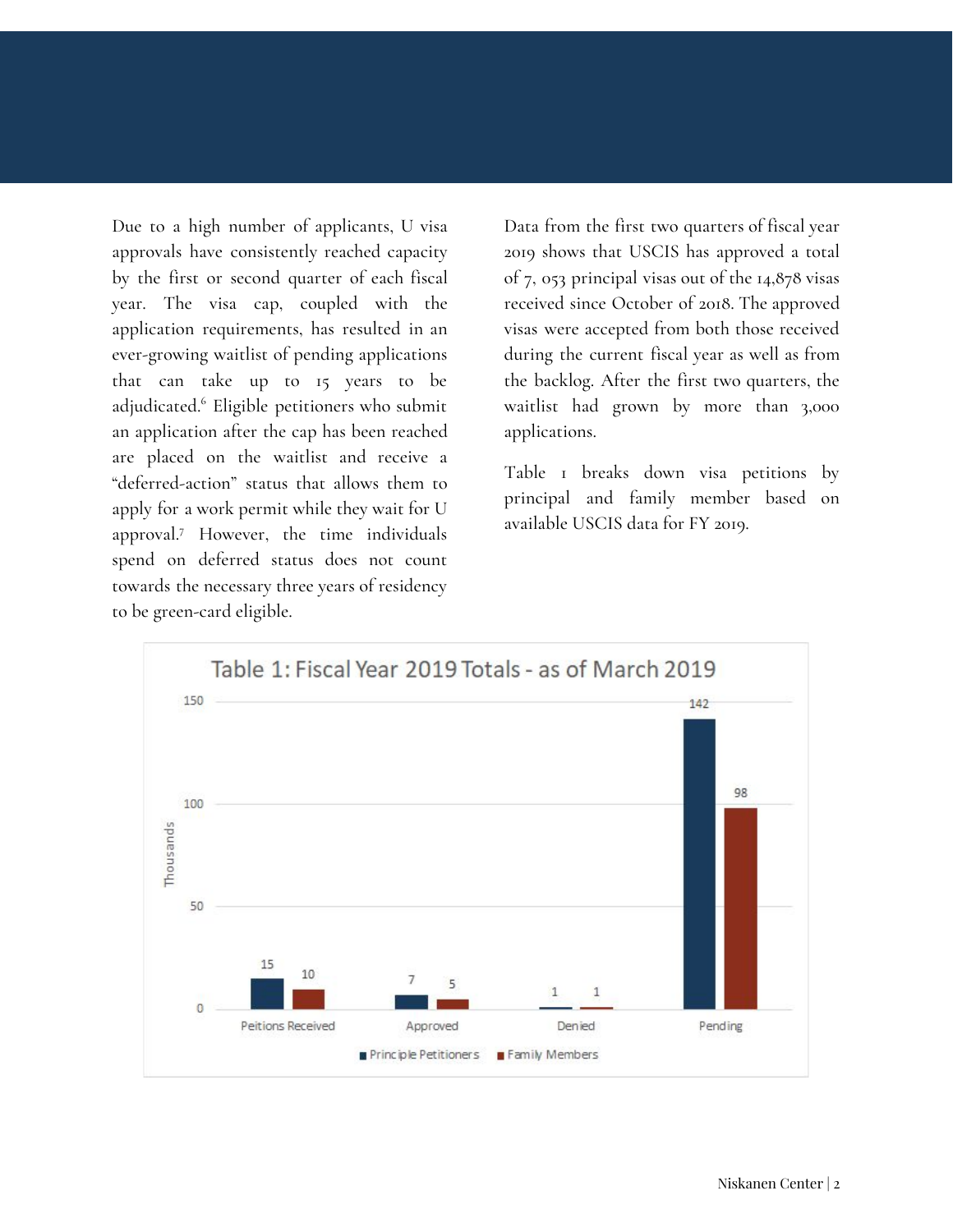Due to a high number of applicants, U visa approvals have consistently reached capacity by the first or second quarter of each fiscal year. The visa cap, coupled with the application requirements, has resulted in an ever-growing waitlist of pending applications that can take up to 15 years to be adjudicated.[6] Eligible petitioners who submit an application after the cap has been reached are placed on the waitlist and receive a "deferred-action" status that allows them to apply for a work permit while they wait for U approval.[7] However, the time individuals spend on deferred status does not count towards the necessary three years of residency to be green-card eligible.

Data from the first two quarters of fiscal year 2019 shows that USCIS has approved a total of 7, 053 principal visas out of the 14,878 visas received since October of 2018. The approved visas were accepted from both those received during the current fiscal year as well as from the backlog. After the first two quarters, the waitlist had grown by more than 3,000 applications.

Table 1 breaks down visa petitions by principal and family member based on available USCIS data for FY 2019.

**Table 1: Fiscal Year 2019 Totals - as of March 2019** (Thousands)

| | Principle Petitioners | Family Members |
|---|---|---|
| Peitions Received | 15 | 10 |
| Approved | 7 | 5 |
| Denied | 1 | 1 |
| Pending | 142 | 98 |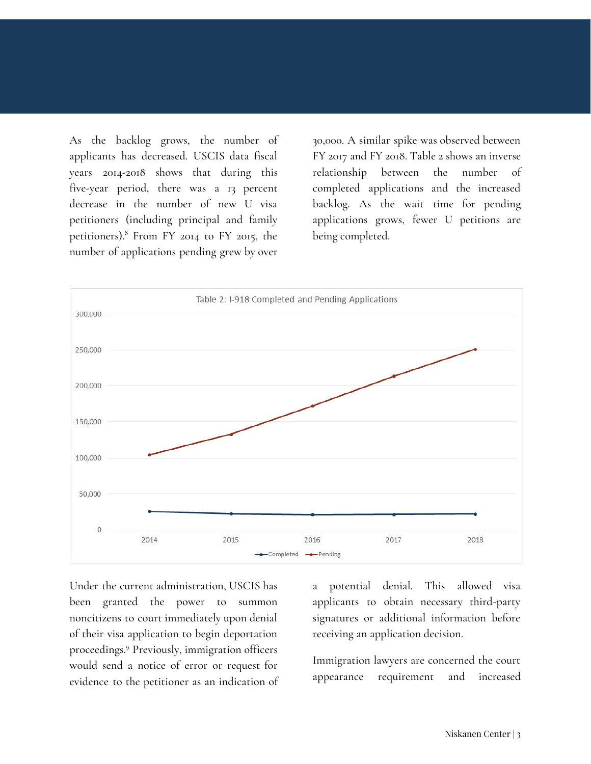As the backlog grows, the number of applicants has decreased. USCIS data fiscal years 2014-2018 shows that during this five-year period, there was a 13 percent decrease in the number of new U visa petitioners (including principal and family petitioners).[8] From FY 2014 to FY 2015, the number of applications pending grew by over 30,000. A similar spike was observed between FY 2017 and FY 2018. Table 2 shows an inverse relationship between the number of completed applications and the increased backlog. As the wait time for pending applications grows, fewer U petitions are being completed.

Table 2: I-918 Completed and Pending Applications

Under the current administration, USCIS has been granted the power to summon noncitizens to court immediately upon denial of their visa application to begin deportation proceedings.[9] Previously, immigration officers would send a notice of error or request for evidence to the petitioner as an indication of a potential denial. This allowed visa applicants to obtain necessary third-party signatures or additional information before receiving an application decision.

Immigration lawyers are concerned the court appearance requirement and increased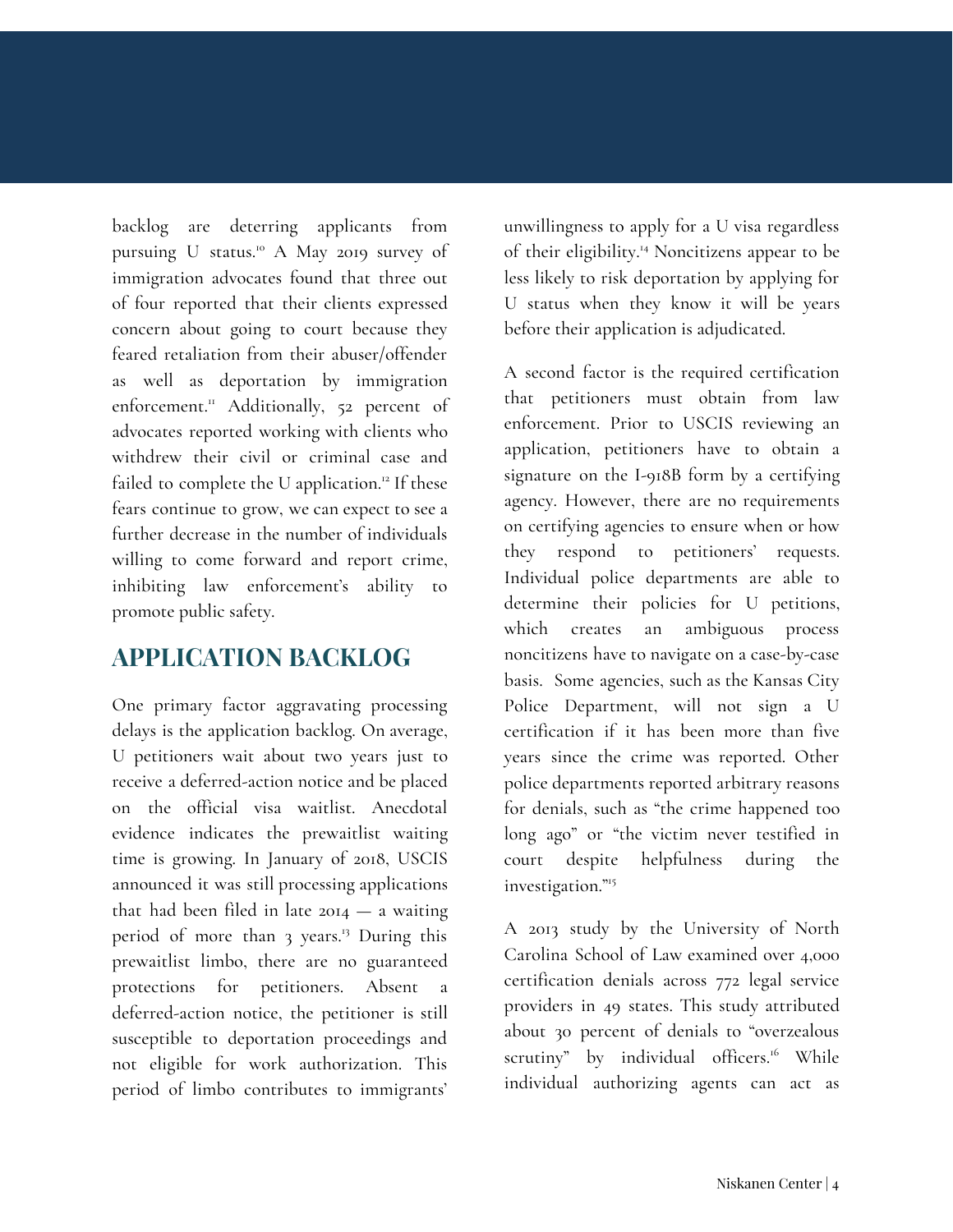backlog are deterring applicants from pursuing U status.[10] A May 2019 survey of immigration advocates found that three out of four reported that their clients expressed concern about going to court because they feared retaliation from their abuser/offender as well as deportation by immigration enforcement.[11] Additionally, 52 percent of advocates reported working with clients who withdrew their civil or criminal case and failed to complete the U application.[12] If these fears continue to grow, we can expect to see a further decrease in the number of individuals willing to come forward and report crime, inhibiting law enforcement's ability to promote public safety.

## APPLICATION BACKLOG

One primary factor aggravating processing delays is the application backlog. On average, U petitioners wait about two years just to receive a deferred-action notice and be placed on the official visa waitlist. Anecdotal evidence indicates the prewaitlist waiting time is growing. In January of 2018, USCIS announced it was still processing applications that had been filed in late 2014 — a waiting period of more than 3 years.[13] During this prewaitlist limbo, there are no guaranteed protections for petitioners. Absent a deferred-action notice, the petitioner is still susceptible to deportation proceedings and not eligible for work authorization. This period of limbo contributes to immigrants' unwillingness to apply for a U visa regardless of their eligibility.[14] Noncitizens appear to be less likely to risk deportation by applying for U status when they know it will be years before their application is adjudicated.

A second factor is the required certification that petitioners must obtain from law enforcement. Prior to USCIS reviewing an application, petitioners have to obtain a signature on the I-918B form by a certifying agency. However, there are no requirements on certifying agencies to ensure when or how they respond to petitioners' requests. Individual police departments are able to determine their policies for U petitions, which creates an ambiguous process noncitizens have to navigate on a case-by-case basis. Some agencies, such as the Kansas City Police Department, will not sign a U certification if it has been more than five years since the crime was reported. Other police departments reported arbitrary reasons for denials, such as "the crime happened too long ago" or "the victim never testified in court despite helpfulness during the investigation."[15]

A 2013 study by the University of North Carolina School of Law examined over 4,000 certification denials across 772 legal service providers in 49 states. This study attributed about 30 percent of denials to "overzealous scrutiny" by individual officers.[16] While individual authorizing agents can act as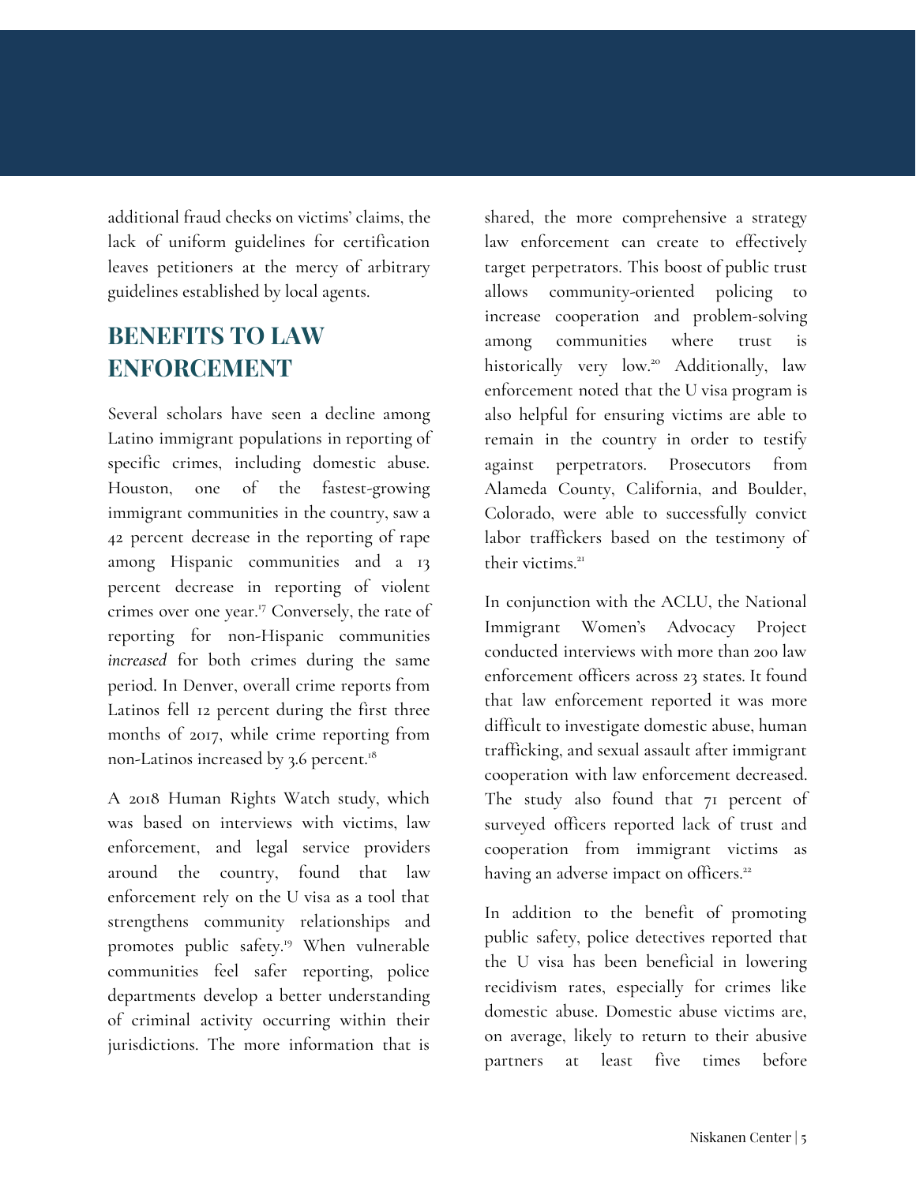additional fraud checks on victims' claims, the lack of uniform guidelines for certification leaves petitioners at the mercy of arbitrary guidelines established by local agents.

## BENEFITS TO LAW ENFORCEMENT

Several scholars have seen a decline among Latino immigrant populations in reporting of specific crimes, including domestic abuse. Houston, one of the fastest-growing immigrant communities in the country, saw a 42 percent decrease in the reporting of rape among Hispanic communities and a 13 percent decrease in reporting of violent crimes over one year.[17] Conversely, the rate of reporting for non-Hispanic communities *increased* for both crimes during the same period. In Denver, overall crime reports from Latinos fell 12 percent during the first three months of 2017, while crime reporting from non-Latinos increased by 3.6 percent.[18]

A 2018 Human Rights Watch study, which was based on interviews with victims, law enforcement, and legal service providers around the country, found that law enforcement rely on the U visa as a tool that strengthens community relationships and promotes public safety.[19] When vulnerable communities feel safer reporting, police departments develop a better understanding of criminal activity occurring within their jurisdictions. The more information that is shared, the more comprehensive a strategy law enforcement can create to effectively target perpetrators. This boost of public trust allows community-oriented policing to increase cooperation and problem-solving among communities where trust is historically very low.[20] Additionally, law enforcement noted that the U visa program is also helpful for ensuring victims are able to remain in the country in order to testify against perpetrators. Prosecutors from Alameda County, California, and Boulder, Colorado, were able to successfully convict labor traffickers based on the testimony of their victims.[21]

In conjunction with the ACLU, the National Immigrant Women's Advocacy Project conducted interviews with more than 200 law enforcement officers across 23 states. It found that law enforcement reported it was more difficult to investigate domestic abuse, human trafficking, and sexual assault after immigrant cooperation with law enforcement decreased. The study also found that 71 percent of surveyed officers reported lack of trust and cooperation from immigrant victims as having an adverse impact on officers.[22]

In addition to the benefit of promoting public safety, police detectives reported that the U visa has been beneficial in lowering recidivism rates, especially for crimes like domestic abuse. Domestic abuse victims are, on average, likely to return to their abusive partners at least five times before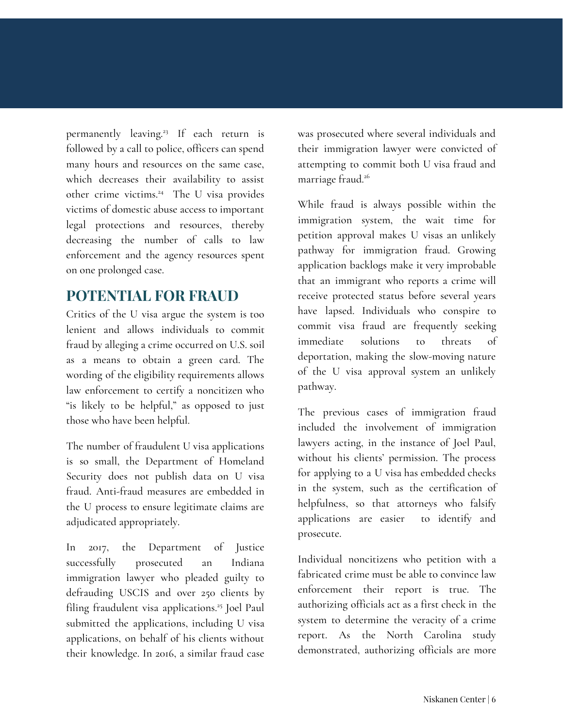permanently leaving.[23] If each return is followed by a call to police, officers can spend many hours and resources on the same case, which decreases their availability to assist other crime victims.[24] The U visa provides victims of domestic abuse access to important legal protections and resources, thereby decreasing the number of calls to law enforcement and the agency resources spent on one prolonged case.

## POTENTIAL FOR FRAUD

Critics of the U visa argue the system is too lenient and allows individuals to commit fraud by alleging a crime occurred on U.S. soil as a means to obtain a green card. The wording of the eligibility requirements allows law enforcement to certify a noncitizen who "is likely to be helpful," as opposed to just those who have been helpful.

The number of fraudulent U visa applications is so small, the Department of Homeland Security does not publish data on U visa fraud. Anti-fraud measures are embedded in the U process to ensure legitimate claims are adjudicated appropriately.

In 2017, the Department of Justice successfully prosecuted an Indiana immigration lawyer who pleaded guilty to defrauding USCIS and over 250 clients by filing fraudulent visa applications.[25] Joel Paul submitted the applications, including U visa applications, on behalf of his clients without their knowledge. In 2016, a similar fraud case was prosecuted where several individuals and their immigration lawyer were convicted of attempting to commit both U visa fraud and marriage fraud.[26]

While fraud is always possible within the immigration system, the wait time for petition approval makes U visas an unlikely pathway for immigration fraud. Growing application backlogs make it very improbable that an immigrant who reports a crime will receive protected status before several years have lapsed. Individuals who conspire to commit visa fraud are frequently seeking immediate solutions to threats of deportation, making the slow-moving nature of the U visa approval system an unlikely pathway.

The previous cases of immigration fraud included the involvement of immigration lawyers acting, in the instance of Joel Paul, without his clients' permission. The process for applying to a U visa has embedded checks in the system, such as the certification of helpfulness, so that attorneys who falsify applications are easier to identify and prosecute.

Individual noncitizens who petition with a fabricated crime must be able to convince law enforcement their report is true. The authorizing officials act as a first check in the system to determine the veracity of a crime report. As the North Carolina study demonstrated, authorizing officials are more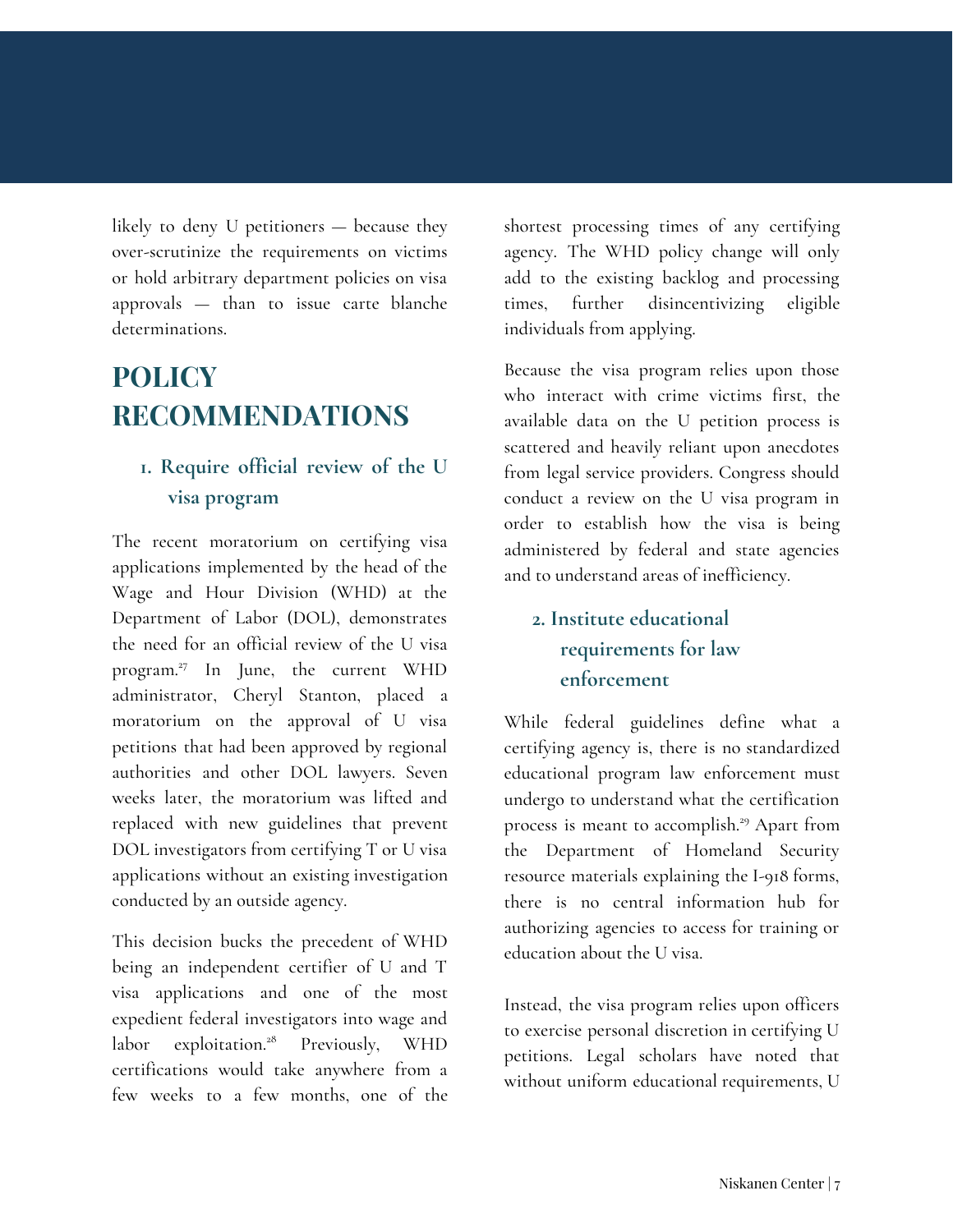likely to deny U petitioners — because they over-scrutinize the requirements on victims or hold arbitrary department policies on visa approvals — than to issue carte blanche determinations.

# POLICY RECOMMENDATIONS

### 1. Require official review of the U visa program

The recent moratorium on certifying visa applications implemented by the head of the Wage and Hour Division (WHD) at the Department of Labor (DOL), demonstrates the need for an official review of the U visa program.[27] In June, the current WHD administrator, Cheryl Stanton, placed a moratorium on the approval of U visa petitions that had been approved by regional authorities and other DOL lawyers. Seven weeks later, the moratorium was lifted and replaced with new guidelines that prevent DOL investigators from certifying T or U visa applications without an existing investigation conducted by an outside agency.

This decision bucks the precedent of WHD being an independent certifier of U and T visa applications and one of the most expedient federal investigators into wage and labor exploitation.[28] Previously, WHD certifications would take anywhere from a few weeks to a few months, one of the shortest processing times of any certifying agency. The WHD policy change will only add to the existing backlog and processing times, further disincentivizing eligible individuals from applying.

Because the visa program relies upon those who interact with crime victims first, the available data on the U petition process is scattered and heavily reliant upon anecdotes from legal service providers. Congress should conduct a review on the U visa program in order to establish how the visa is being administered by federal and state agencies and to understand areas of inefficiency.

### 2. Institute educational requirements for law enforcement

While federal guidelines define what a certifying agency is, there is no standardized educational program law enforcement must undergo to understand what the certification process is meant to accomplish.[29] Apart from the Department of Homeland Security resource materials explaining the I-918 forms, there is no central information hub for authorizing agencies to access for training or education about the U visa.

Instead, the visa program relies upon officers to exercise personal discretion in certifying U petitions. Legal scholars have noted that without uniform educational requirements, U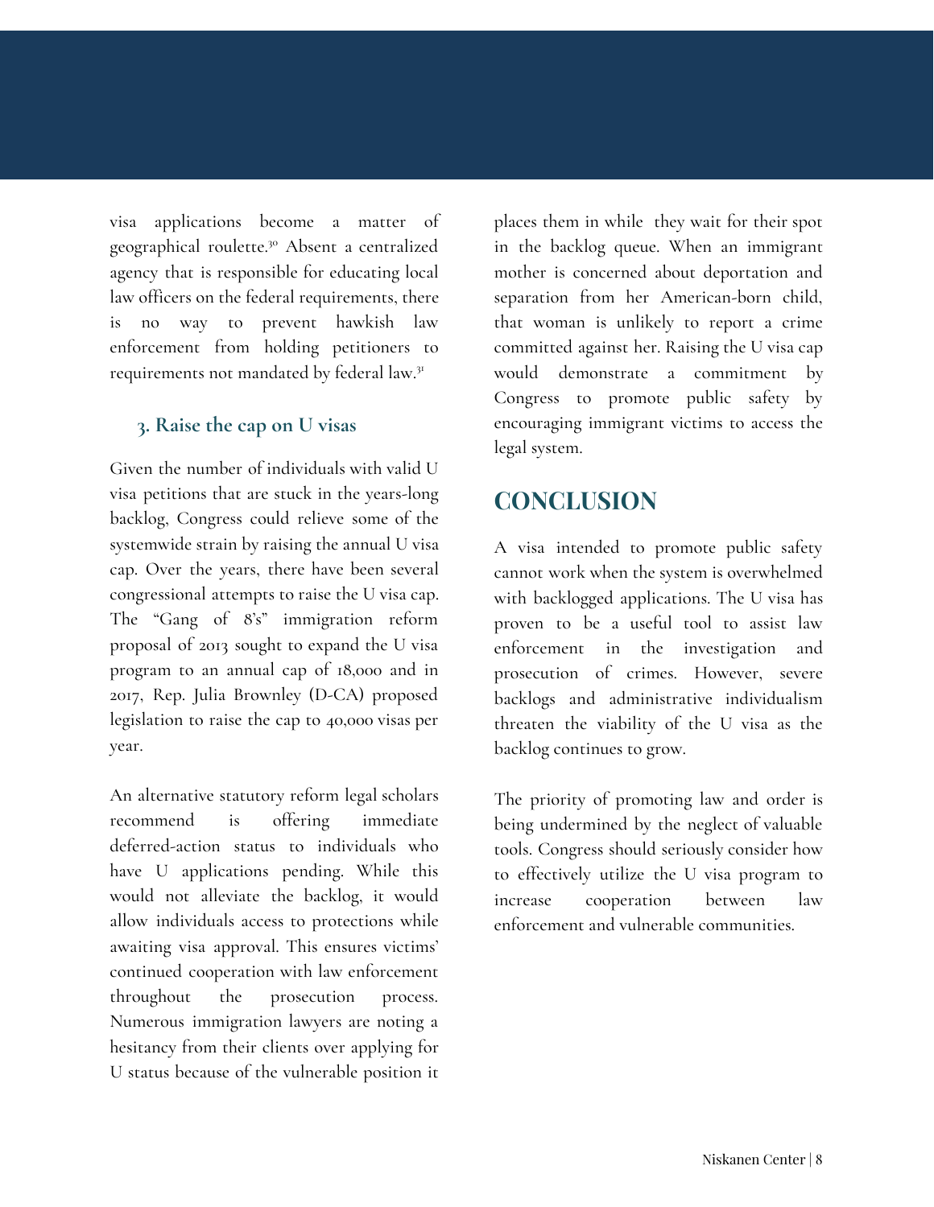visa applications become a matter of geographical roulette.[30] Absent a centralized agency that is responsible for educating local law officers on the federal requirements, there is no way to prevent hawkish law enforcement from holding petitioners to requirements not mandated by federal law.[31]

### 3. Raise the cap on U visas

Given the number of individuals with valid U visa petitions that are stuck in the years-long backlog, Congress could relieve some of the systemwide strain by raising the annual U visa cap. Over the years, there have been several congressional attempts to raise the U visa cap. The "Gang of 8's" immigration reform proposal of 2013 sought to expand the U visa program to an annual cap of 18,000 and in 2017, Rep. Julia Brownley (D-CA) proposed legislation to raise the cap to 40,000 visas per year.

An alternative statutory reform legal scholars recommend is offering immediate deferred-action status to individuals who have U applications pending. While this would not alleviate the backlog, it would allow individuals access to protections while awaiting visa approval. This ensures victims' continued cooperation with law enforcement throughout the prosecution process. Numerous immigration lawyers are noting a hesitancy from their clients over applying for U status because of the vulnerable position it places them in while they wait for their spot in the backlog queue. When an immigrant mother is concerned about deportation and separation from her American-born child, that woman is unlikely to report a crime committed against her. Raising the U visa cap would demonstrate a commitment by Congress to promote public safety by encouraging immigrant victims to access the legal system.

## CONCLUSION

A visa intended to promote public safety cannot work when the system is overwhelmed with backlogged applications. The U visa has proven to be a useful tool to assist law enforcement in the investigation and prosecution of crimes. However, severe backlogs and administrative individualism threaten the viability of the U visa as the backlog continues to grow.

The priority of promoting law and order is being undermined by the neglect of valuable tools. Congress should seriously consider how to effectively utilize the U visa program to increase cooperation between law enforcement and vulnerable communities.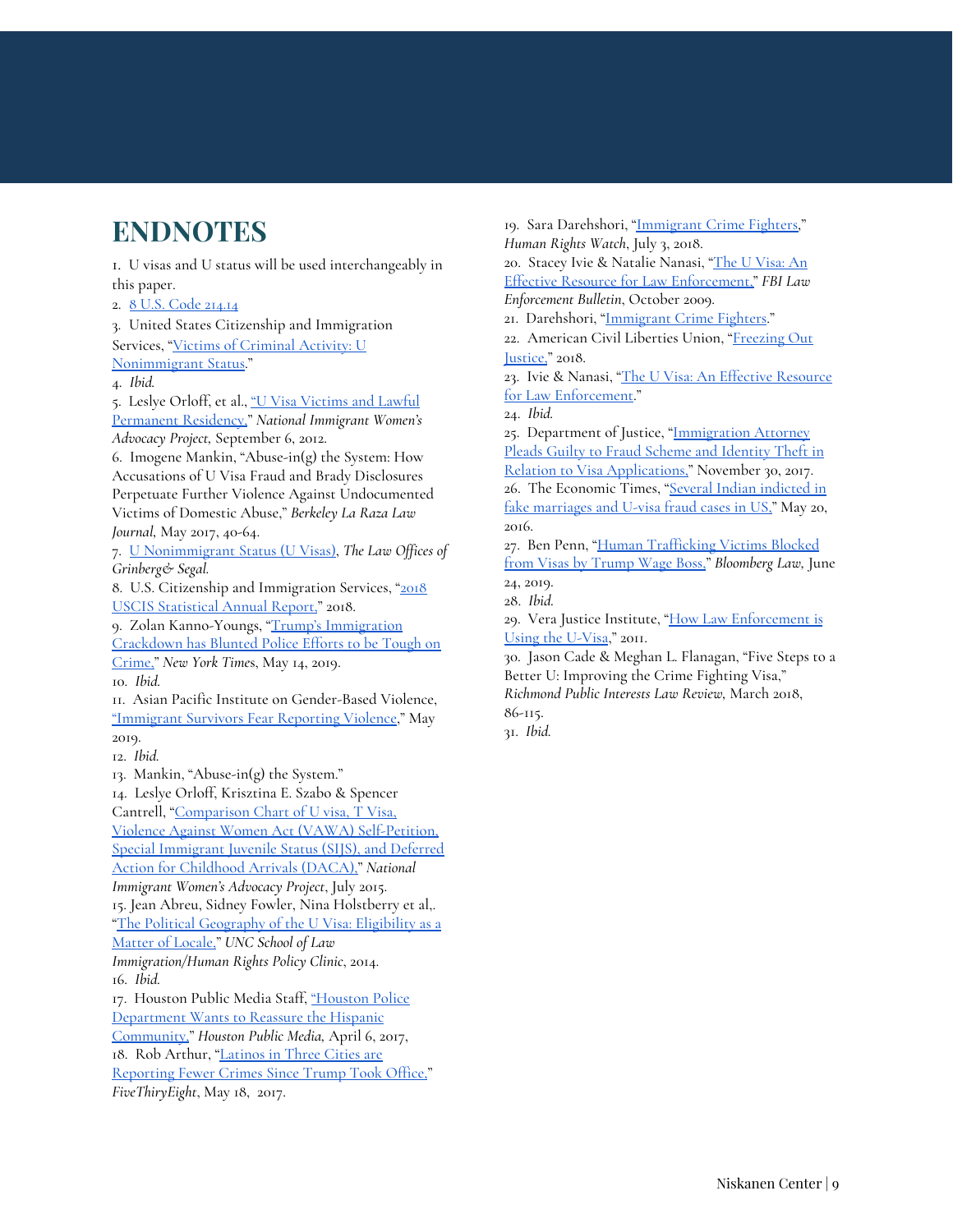# ENDNOTES

1. U visas and U status will be used interchangeably in this paper.
2. 8 U.S. Code 214.14
3. United States Citizenship and Immigration Services, "Victims of Criminal Activity: U Nonimmigrant Status."
4. *Ibid.*
5. Leslye Orloff, et al., "U Visa Victims and Lawful Permanent Residency," *National Immigrant Women's Advocacy Project,* September 6, 2012.
6. Imogene Mankin, "Abuse-in(g) the System: How Accusations of U Visa Fraud and Brady Disclosures Perpetuate Further Violence Against Undocumented Victims of Domestic Abuse," *Berkeley La Raza Law Journal*, May 2017, 40-64.
7. U Nonimmigrant Status (U Visas), *The Law Offices of Grinberg& Segal.*
8. U.S. Citizenship and Immigration Services, "2018 USCIS Statistical Annual Report," 2018.
9. Zolan Kanno-Youngs, "Trump's Immigration Crackdown has Blunted Police Efforts to be Tough on Crime," *New York Times*, May 14, 2019.
10. *Ibid.*
11. Asian Pacific Institute on Gender-Based Violence, "Immigrant Survivors Fear Reporting Violence," May 2019.
12. *Ibid.*
13. Mankin, "Abuse-in(g) the System."
14. Leslye Orloff, Krisztina E. Szabo & Spencer Cantrell, "Comparison Chart of U visa, T Visa, Violence Against Women Act (VAWA) Self-Petition, Special Immigrant Juvenile Status (SIJS), and Deferred Action for Childhood Arrivals (DACA)," *National Immigrant Women's Advocacy Project*, July 2015.
15. Jean Abreu, Sidney Fowler, Nina Holstberry et al,. "The Political Geography of the U Visa: Eligibility as a Matter of Locale," *UNC School of Law Immigration/Human Rights Policy Clinic*, 2014.
16. *Ibid.*
17. Houston Public Media Staff, "Houston Police Department Wants to Reassure the Hispanic Community," *Houston Public Media,* April 6, 2017,
18. Rob Arthur, "Latinos in Three Cities are Reporting Fewer Crimes Since Trump Took Office," *FiveThiryEight*, May 18, 2017.
19. Sara Darehshori, "Immigrant Crime Fighters," *Human Rights Watch*, July 3, 2018.
20. Stacey Ivie & Natalie Nanasi, "The U Visa: An Effective Resource for Law Enforcement," *FBI Law Enforcement Bulletin*, October 2009.
21. Darehshori, "Immigrant Crime Fighters."
22. American Civil Liberties Union, "Freezing Out Justice," 2018.
23. Ivie & Nanasi, "The U Visa: An Effective Resource for Law Enforcement."
24. *Ibid.*
25. Department of Justice, "Immigration Attorney Pleads Guilty to Fraud Scheme and Identity Theft in Relation to Visa Applications," November 30, 2017.
26. The Economic Times, "Several Indian indicted in fake marriages and U-visa fraud cases in US," May 20, 2016.
27. Ben Penn, "Human Trafficking Victims Blocked from Visas by Trump Wage Boss," *Bloomberg Law*, June 24, 2019.
28. *Ibid.*
29. Vera Justice Institute, "How Law Enforcement is Using the U-Visa," 2011.
30. Jason Cade & Meghan L. Flanagan, "Five Steps to a Better U: Improving the Crime Fighting Visa," *Richmond Public Interests Law Review*, March 2018, 86-115.
31. *Ibid.*